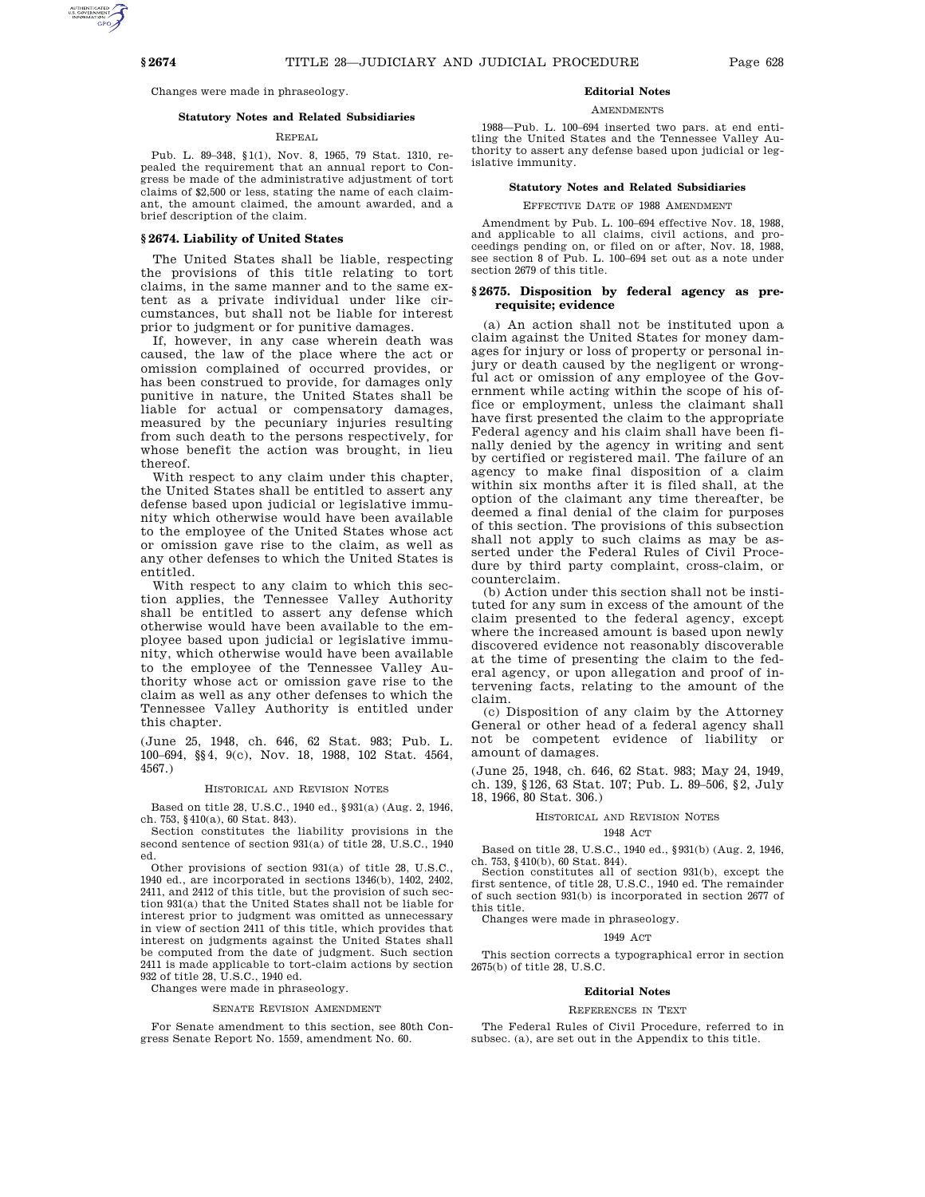Changes were made in phraseology.

**Statutory Notes and Related Subsidiaries**

REPEAL

Pub. L. 89–348, §1(1), Nov. 8, 1965, 79 Stat. 1310, repealed the requirement that an annual report to Congress be made of the administrative adjustment of tort claims of $2,500 or less, stating the name of each claimant, the amount claimed, the amount awarded, and a brief description of the claim.

## §2674. Liability of United States

The United States shall be liable, respecting the provisions of this title relating to tort claims, in the same manner and to the same extent as a private individual under like circumstances, but shall not be liable for interest prior to judgment or for punitive damages.

If, however, in any case wherein death was caused, the law of the place where the act or omission complained of occurred provides, or has been construed to provide, for damages only punitive in nature, the United States shall be liable for actual or compensatory damages, measured by the pecuniary injuries resulting from such death to the persons respectively, for whose benefit the action was brought, in lieu thereof.

With respect to any claim under this chapter, the United States shall be entitled to assert any defense based upon judicial or legislative immunity which otherwise would have been available to the employee of the United States whose act or omission gave rise to the claim, as well as any other defenses to which the United States is entitled.

With respect to any claim to which this section applies, the Tennessee Valley Authority shall be entitled to assert any defense which otherwise would have been available to the employee based upon judicial or legislative immunity, which otherwise would have been available to the employee of the Tennessee Valley Authority whose act or omission gave rise to the claim as well as any other defenses to which the Tennessee Valley Authority is entitled under this chapter.

(June 25, 1948, ch. 646, 62 Stat. 983; Pub. L. 100–694, §§4, 9(c), Nov. 18, 1988, 102 Stat. 4564, 4567.)

HISTORICAL AND REVISION NOTES

Based on title 28, U.S.C., 1940 ed., §931(a) (Aug. 2, 1946, ch. 753, §410(a), 60 Stat. 843).

Section constitutes the liability provisions in the second sentence of section 931(a) of title 28, U.S.C., 1940 ed.

Other provisions of section 931(a) of title 28, U.S.C., 1940 ed., are incorporated in sections 1346(b), 1402, 2402, 2411, and 2412 of this title, but the provision of such section 931(a) that the United States shall not be liable for interest prior to judgment was omitted as unnecessary in view of section 2411 of this title, which provides that interest on judgments against the United States shall be computed from the date of judgment. Such section 2411 is made applicable to tort-claim actions by section 932 of title 28, U.S.C., 1940 ed.

Changes were made in phraseology.

SENATE REVISION AMENDMENT

For Senate amendment to this section, see 80th Congress Senate Report No. 1559, amendment No. 60.

**Editorial Notes**

AMENDMENTS

1988—Pub. L. 100–694 inserted two pars. at end entitling the United States and the Tennessee Valley Authority to assert any defense based upon judicial or legislative immunity.

**Statutory Notes and Related Subsidiaries**

EFFECTIVE DATE OF 1988 AMENDMENT

Amendment by Pub. L. 100–694 effective Nov. 18, 1988, and applicable to all claims, civil actions, and proceedings pending on, or filed on or after, Nov. 18, 1988, see section 8 of Pub. L. 100–694 set out as a note under section 2679 of this title.

## §2675. Disposition by federal agency as prerequisite; evidence

(a) An action shall not be instituted upon a claim against the United States for money damages for injury or loss of property or personal injury or death caused by the negligent or wrongful act or omission of any employee of the Government while acting within the scope of his office or employment, unless the claimant shall have first presented the claim to the appropriate Federal agency and his claim shall have been finally denied by the agency in writing and sent by certified or registered mail. The failure of an agency to make final disposition of a claim within six months after it is filed shall, at the option of the claimant any time thereafter, be deemed a final denial of the claim for purposes of this section. The provisions of this subsection shall not apply to such claims as may be asserted under the Federal Rules of Civil Procedure by third party complaint, cross-claim, or counterclaim.

(b) Action under this section shall not be instituted for any sum in excess of the amount of the claim presented to the federal agency, except where the increased amount is based upon newly discovered evidence not reasonably discoverable at the time of presenting the claim to the federal agency, or upon allegation and proof of intervening facts, relating to the amount of the claim.

(c) Disposition of any claim by the Attorney General or other head of a federal agency shall not be competent evidence of liability or amount of damages.

(June 25, 1948, ch. 646, 62 Stat. 983; May 24, 1949, ch. 139, §126, 63 Stat. 107; Pub. L. 89–506, §2, July 18, 1966, 80 Stat. 306.)

HISTORICAL AND REVISION NOTES

1948 ACT

Based on title 28, U.S.C., 1940 ed., §931(b) (Aug. 2, 1946, ch. 753, §410(b), 60 Stat. 844).

Section constitutes all of section 931(b), except the first sentence, of title 28, U.S.C., 1940 ed. The remainder of such section 931(b) is incorporated in section 2677 of this title.

Changes were made in phraseology.

1949 ACT

This section corrects a typographical error in section 2675(b) of title 28, U.S.C.

**Editorial Notes**

REFERENCES IN TEXT

The Federal Rules of Civil Procedure, referred to in subsec. (a), are set out in the Appendix to this title.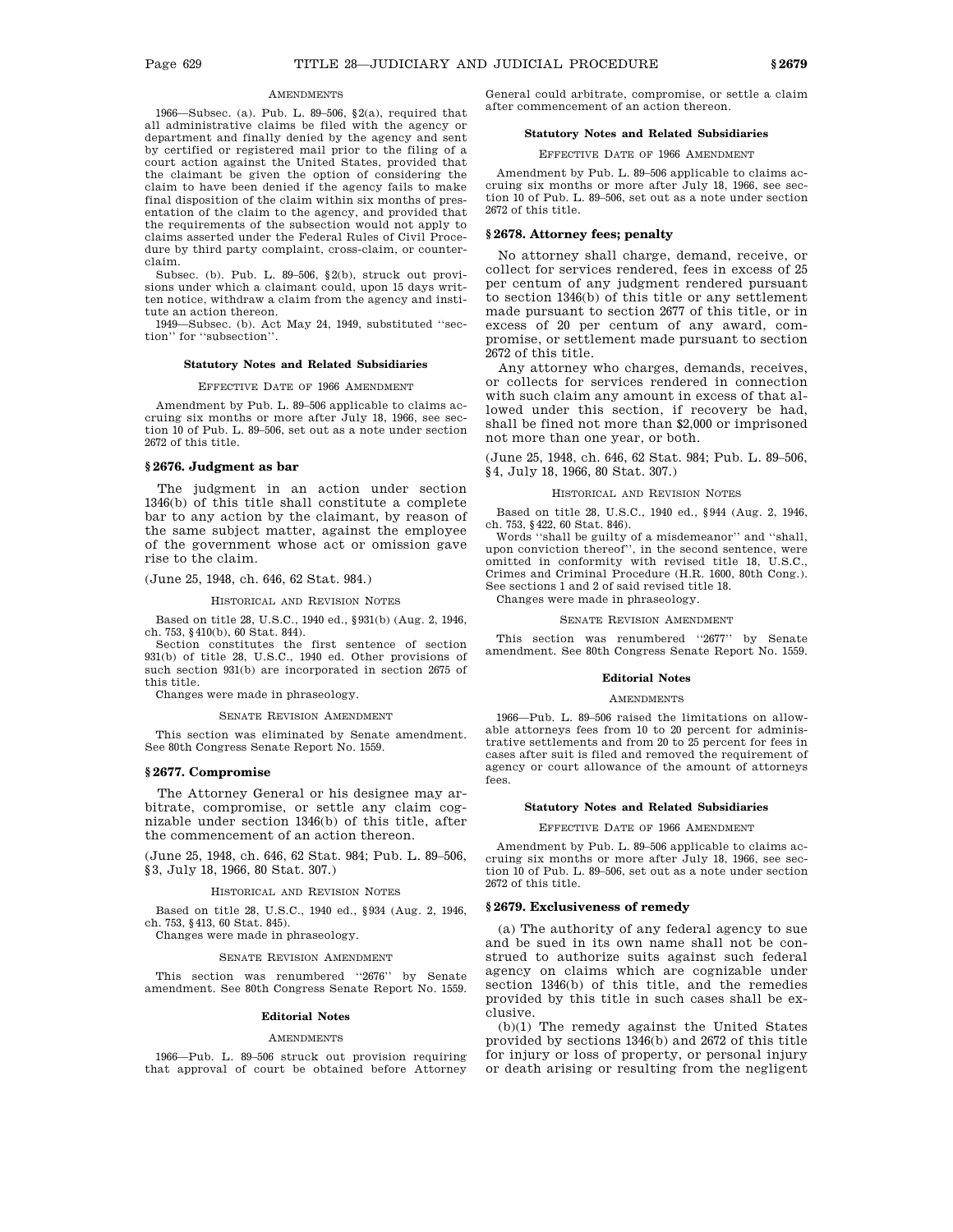AMENDMENTS

1966—Subsec. (a). Pub. L. 89–506, §2(a), required that all administrative claims be filed with the agency or department and finally denied by the agency and sent by certified or registered mail prior to the filing of a court action against the United States, provided that the claimant be given the option of considering the claim to have been denied if the agency fails to make final disposition of the claim within six months of presentation of the claim to the agency, and provided that the requirements of the subsection would not apply to claims asserted under the Federal Rules of Civil Procedure by third party complaint, cross-claim, or counterclaim.

Subsec. (b). Pub. L. 89–506, §2(b), struck out provisions under which a claimant could, upon 15 days written notice, withdraw a claim from the agency and institute an action thereon.

1949—Subsec. (b). Act May 24, 1949, substituted "section" for "subsection".

**Statutory Notes and Related Subsidiaries**

EFFECTIVE DATE OF 1966 AMENDMENT

Amendment by Pub. L. 89–506 applicable to claims accruing six months or more after July 18, 1966, see section 10 of Pub. L. 89–506, set out as a note under section 2672 of this title.

### §2676. Judgment as bar

The judgment in an action under section 1346(b) of this title shall constitute a complete bar to any action by the claimant, by reason of the same subject matter, against the employee of the government whose act or omission gave rise to the claim.

(June 25, 1948, ch. 646, 62 Stat. 984.)

HISTORICAL AND REVISION NOTES

Based on title 28, U.S.C., 1940 ed., §931(b) (Aug. 2, 1946, ch. 753, §410(b), 60 Stat. 844).

Section constitutes the first sentence of section 931(b) of title 28, U.S.C., 1940 ed. Other provisions of such section 931(b) are incorporated in section 2675 of this title.

Changes were made in phraseology.

SENATE REVISION AMENDMENT

This section was eliminated by Senate amendment. See 80th Congress Senate Report No. 1559.

### §2677. Compromise

The Attorney General or his designee may arbitrate, compromise, or settle any claim cognizable under section 1346(b) of this title, after the commencement of an action thereon.

(June 25, 1948, ch. 646, 62 Stat. 984; Pub. L. 89–506, §3, July 18, 1966, 80 Stat. 307.)

HISTORICAL AND REVISION NOTES

Based on title 28, U.S.C., 1940 ed., §934 (Aug. 2, 1946, ch. 753, §413, 60 Stat. 845).

Changes were made in phraseology.

SENATE REVISION AMENDMENT

This section was renumbered "2676" by Senate amendment. See 80th Congress Senate Report No. 1559.

**Editorial Notes**

AMENDMENTS

1966—Pub. L. 89–506 struck out provision requiring that approval of court be obtained before Attorney General could arbitrate, compromise, or settle a claim after commencement of an action thereon.

**Statutory Notes and Related Subsidiaries**

EFFECTIVE DATE OF 1966 AMENDMENT

Amendment by Pub. L. 89–506 applicable to claims accruing six months or more after July 18, 1966, see section 10 of Pub. L. 89–506, set out as a note under section 2672 of this title.

### §2678. Attorney fees; penalty

No attorney shall charge, demand, receive, or collect for services rendered, fees in excess of 25 per centum of any judgment rendered pursuant to section 1346(b) of this title or any settlement made pursuant to section 2677 of this title, or in excess of 20 per centum of any award, compromise, or settlement made pursuant to section 2672 of this title.

Any attorney who charges, demands, receives, or collects for services rendered in connection with such claim any amount in excess of that allowed under this section, if recovery be had, shall be fined not more than $2,000 or imprisoned not more than one year, or both.

(June 25, 1948, ch. 646, 62 Stat. 984; Pub. L. 89–506, §4, July 18, 1966, 80 Stat. 307.)

HISTORICAL AND REVISION NOTES

Based on title 28, U.S.C., 1940 ed., §944 (Aug. 2, 1946, ch. 753, §422, 60 Stat. 846).

Words "shall be guilty of a misdemeanor" and "shall, upon conviction thereof", in the second sentence, were omitted in conformity with revised title 18, U.S.C., Crimes and Criminal Procedure (H.R. 1600, 80th Cong.). See sections 1 and 2 of said revised title 18.

Changes were made in phraseology.

SENATE REVISION AMENDMENT

This section was renumbered "2677" by Senate amendment. See 80th Congress Senate Report No. 1559.

**Editorial Notes**

AMENDMENTS

1966—Pub. L. 89–506 raised the limitations on allowable attorneys fees from 10 to 20 percent for administrative settlements and from 20 to 25 percent for fees in cases after suit is filed and removed the requirement of agency or court allowance of the amount of attorneys fees.

**Statutory Notes and Related Subsidiaries**

EFFECTIVE DATE OF 1966 AMENDMENT

Amendment by Pub. L. 89–506 applicable to claims accruing six months or more after July 18, 1966, see section 10 of Pub. L. 89–506, set out as a note under section 2672 of this title.

### §2679. Exclusiveness of remedy

(a) The authority of any federal agency to sue and be sued in its own name shall not be construed to authorize suits against such federal agency on claims which are cognizable under section 1346(b) of this title, and the remedies provided by this title in such cases shall be exclusive.

(b)(1) The remedy against the United States provided by sections 1346(b) and 2672 of this title for injury or loss of property, or personal injury or death arising or resulting from the negligent